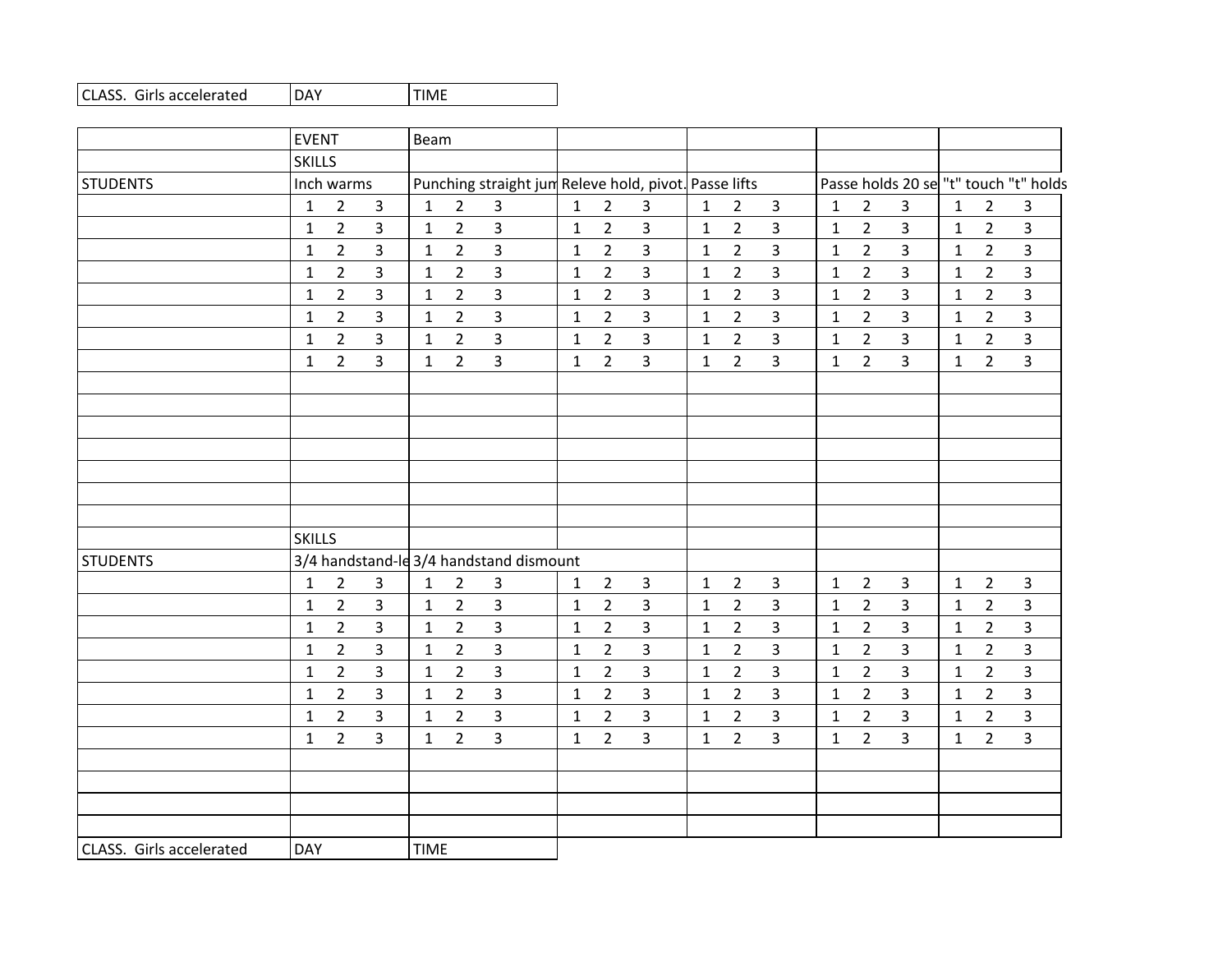| CLASS. Girls accelerated | DAY | TIME |
|---|---|---|

| | EVENT | Beam | | | | |
|---|---|---|---|---|---|---|
| | SKILLS | | | | | |
| STUDENTS | Inch warms | Punching straight jum | Releve hold, pivot. | Passe lifts | Passe holds 20 se | "t" touch "t" holds |
| | 1 2 3 | 1 2 3 | 1 2 3 | 1 2 3 | 1 2 3 | 1 2 3 |
| | 1 2 3 | 1 2 3 | 1 2 3 | 1 2 3 | 1 2 3 | 1 2 3 |
| | 1 2 3 | 1 2 3 | 1 2 3 | 1 2 3 | 1 2 3 | 1 2 3 |
| | 1 2 3 | 1 2 3 | 1 2 3 | 1 2 3 | 1 2 3 | 1 2 3 |
| | 1 2 3 | 1 2 3 | 1 2 3 | 1 2 3 | 1 2 3 | 1 2 3 |
| | 1 2 3 | 1 2 3 | 1 2 3 | 1 2 3 | 1 2 3 | 1 2 3 |
| | 1 2 3 | 1 2 3 | 1 2 3 | 1 2 3 | 1 2 3 | 1 2 3 |
| | 1 2 3 | 1 2 3 | 1 2 3 | 1 2 3 | 1 2 3 | 1 2 3 |
| | | | | | | |
| | | | | | | |
| | | | | | | |
| | | | | | | |
| | | | | | | |
| | | | | | | |
| | | | | | | |
| | SKILLS | | | | | |
| STUDENTS | 3/4 handstand-le | 3/4 handstand dismount | | | | |
| | 1 2 3 | 1 2 3 | 1 2 3 | 1 2 3 | 1 2 3 | 1 2 3 |
| | 1 2 3 | 1 2 3 | 1 2 3 | 1 2 3 | 1 2 3 | 1 2 3 |
| | 1 2 3 | 1 2 3 | 1 2 3 | 1 2 3 | 1 2 3 | 1 2 3 |
| | 1 2 3 | 1 2 3 | 1 2 3 | 1 2 3 | 1 2 3 | 1 2 3 |
| | 1 2 3 | 1 2 3 | 1 2 3 | 1 2 3 | 1 2 3 | 1 2 3 |
| | 1 2 3 | 1 2 3 | 1 2 3 | 1 2 3 | 1 2 3 | 1 2 3 |
| | 1 2 3 | 1 2 3 | 1 2 3 | 1 2 3 | 1 2 3 | 1 2 3 |
| | 1 2 3 | 1 2 3 | 1 2 3 | 1 2 3 | 1 2 3 | 1 2 3 |
| | | | | | | |
| | | | | | | |
| | | | | | | |
| | | | | | | |

| CLASS. Girls accelerated | DAY | TIME |
|---|---|---|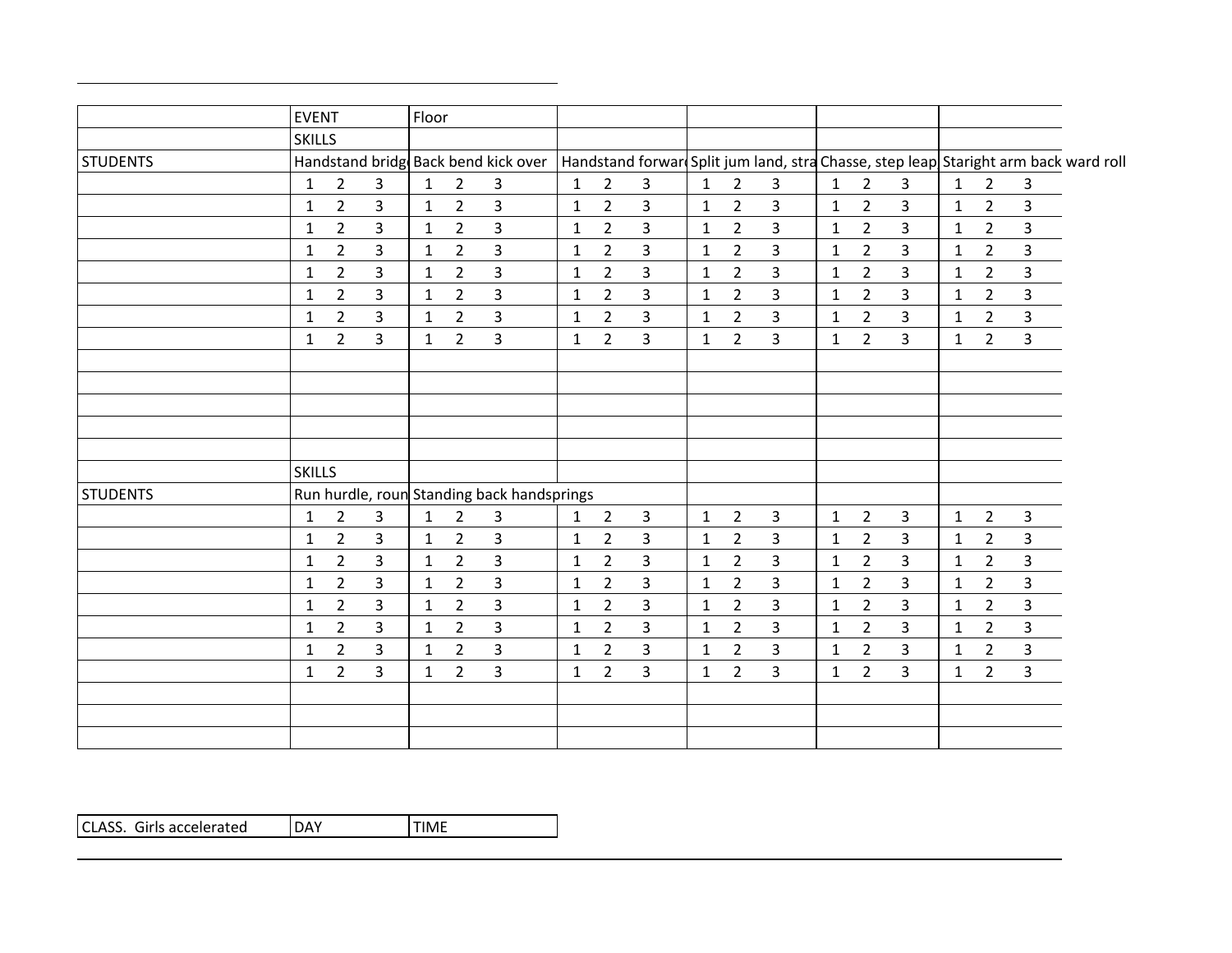| | EVENT | Floor | | | | |
|---|---|---|---|---|---|---|
| | SKILLS | | | | | |
| STUDENTS | Handstand bridg | Back bend kick over | Handstand forwar | Split jum land, stra | Chasse, step leap | Staright arm back ward roll |
| | 1 2 3 | 1 2 3 | 1 2 3 | 1 2 3 | 1 2 3 | 1 2 3 |
| | 1 2 3 | 1 2 3 | 1 2 3 | 1 2 3 | 1 2 3 | 1 2 3 |
| | 1 2 3 | 1 2 3 | 1 2 3 | 1 2 3 | 1 2 3 | 1 2 3 |
| | 1 2 3 | 1 2 3 | 1 2 3 | 1 2 3 | 1 2 3 | 1 2 3 |
| | 1 2 3 | 1 2 3 | 1 2 3 | 1 2 3 | 1 2 3 | 1 2 3 |
| | 1 2 3 | 1 2 3 | 1 2 3 | 1 2 3 | 1 2 3 | 1 2 3 |
| | 1 2 3 | 1 2 3 | 1 2 3 | 1 2 3 | 1 2 3 | 1 2 3 |
| | 1 2 3 | 1 2 3 | 1 2 3 | 1 2 3 | 1 2 3 | 1 2 3 |
| | | | | | | |
| | | | | | | |
| | | | | | | |
| | | | | | | |
| | | | | | | |
| | SKILLS | | | | | |
| STUDENTS | Run hurdle, roun | Standing back handsprings | | | | |
| | 1 2 3 | 1 2 3 | 1 2 3 | 1 2 3 | 1 2 3 | 1 2 3 |
| | 1 2 3 | 1 2 3 | 1 2 3 | 1 2 3 | 1 2 3 | 1 2 3 |
| | 1 2 3 | 1 2 3 | 1 2 3 | 1 2 3 | 1 2 3 | 1 2 3 |
| | 1 2 3 | 1 2 3 | 1 2 3 | 1 2 3 | 1 2 3 | 1 2 3 |
| | 1 2 3 | 1 2 3 | 1 2 3 | 1 2 3 | 1 2 3 | 1 2 3 |
| | 1 2 3 | 1 2 3 | 1 2 3 | 1 2 3 | 1 2 3 | 1 2 3 |
| | 1 2 3 | 1 2 3 | 1 2 3 | 1 2 3 | 1 2 3 | 1 2 3 |
| | 1 2 3 | 1 2 3 | 1 2 3 | 1 2 3 | 1 2 3 | 1 2 3 |
| | | | | | | |
| | | | | | | |
| | | | | | | |

| CLASS. Girls accelerated | DAY | TIME |
|---|---|---|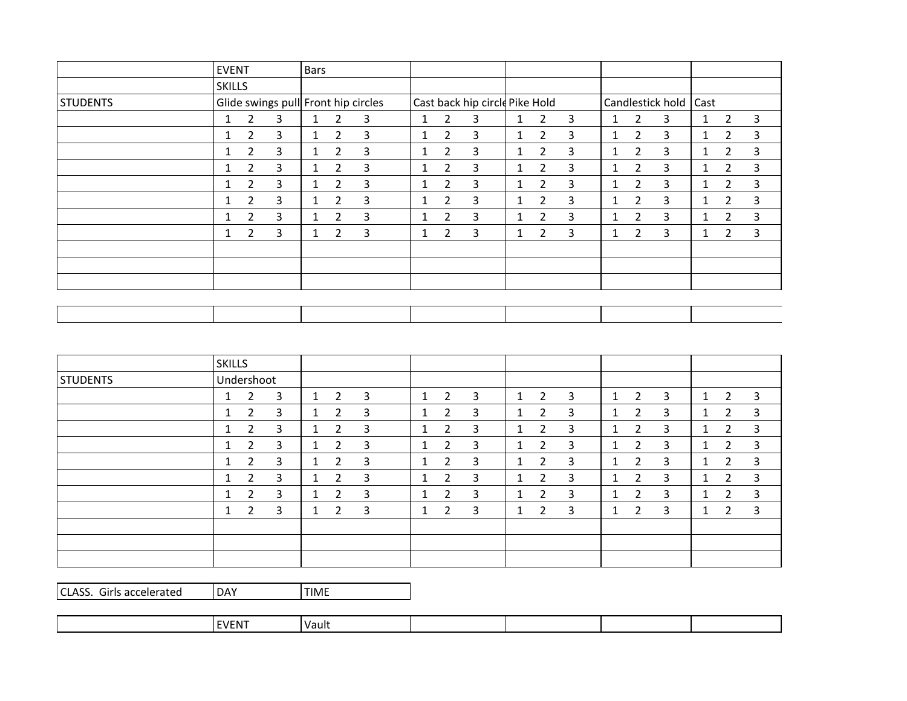| | EVENT | Bars | | | | |
|---|---|---|---|---|---|---|
| | SKILLS | | | | | |
| STUDENTS | Glide swings pull | Front hip circles | Cast back hip circle | Pike Hold | Candlestick hold | Cast |
| | 1 2 3 | 1 2 3 | 1 2 3 | 1 2 3 | 1 2 3 | 1 2 3 |
| | 1 2 3 | 1 2 3 | 1 2 3 | 1 2 3 | 1 2 3 | 1 2 3 |
| | 1 2 3 | 1 2 3 | 1 2 3 | 1 2 3 | 1 2 3 | 1 2 3 |
| | 1 2 3 | 1 2 3 | 1 2 3 | 1 2 3 | 1 2 3 | 1 2 3 |
| | 1 2 3 | 1 2 3 | 1 2 3 | 1 2 3 | 1 2 3 | 1 2 3 |
| | 1 2 3 | 1 2 3 | 1 2 3 | 1 2 3 | 1 2 3 | 1 2 3 |
| | 1 2 3 | 1 2 3 | 1 2 3 | 1 2 3 | 1 2 3 | 1 2 3 |
| | 1 2 3 | 1 2 3 | 1 2 3 | 1 2 3 | 1 2 3 | 1 2 3 |
| | | | | | | |
| | | | | | | |
| | | | | | | |

| | | | | | | |
|---|---|---|---|---|---|---|
| | | | | | | |

| | SKILLS | | | | | |
|---|---|---|---|---|---|---|
| STUDENTS | Undershoot | | | | | |
| | 1 2 3 | 1 2 3 | 1 2 3 | 1 2 3 | 1 2 3 | 1 2 3 |
| | 1 2 3 | 1 2 3 | 1 2 3 | 1 2 3 | 1 2 3 | 1 2 3 |
| | 1 2 3 | 1 2 3 | 1 2 3 | 1 2 3 | 1 2 3 | 1 2 3 |
| | 1 2 3 | 1 2 3 | 1 2 3 | 1 2 3 | 1 2 3 | 1 2 3 |
| | 1 2 3 | 1 2 3 | 1 2 3 | 1 2 3 | 1 2 3 | 1 2 3 |
| | 1 2 3 | 1 2 3 | 1 2 3 | 1 2 3 | 1 2 3 | 1 2 3 |
| | 1 2 3 | 1 2 3 | 1 2 3 | 1 2 3 | 1 2 3 | 1 2 3 |
| | 1 2 3 | 1 2 3 | 1 2 3 | 1 2 3 | 1 2 3 | 1 2 3 |
| | | | | | | |
| | | | | | | |
| | | | | | | |

| CLASS. Girls accelerated | DAY | TIME |
|---|---|---|

| | EVENT | Vault | | | | |
|---|---|---|---|---|---|---|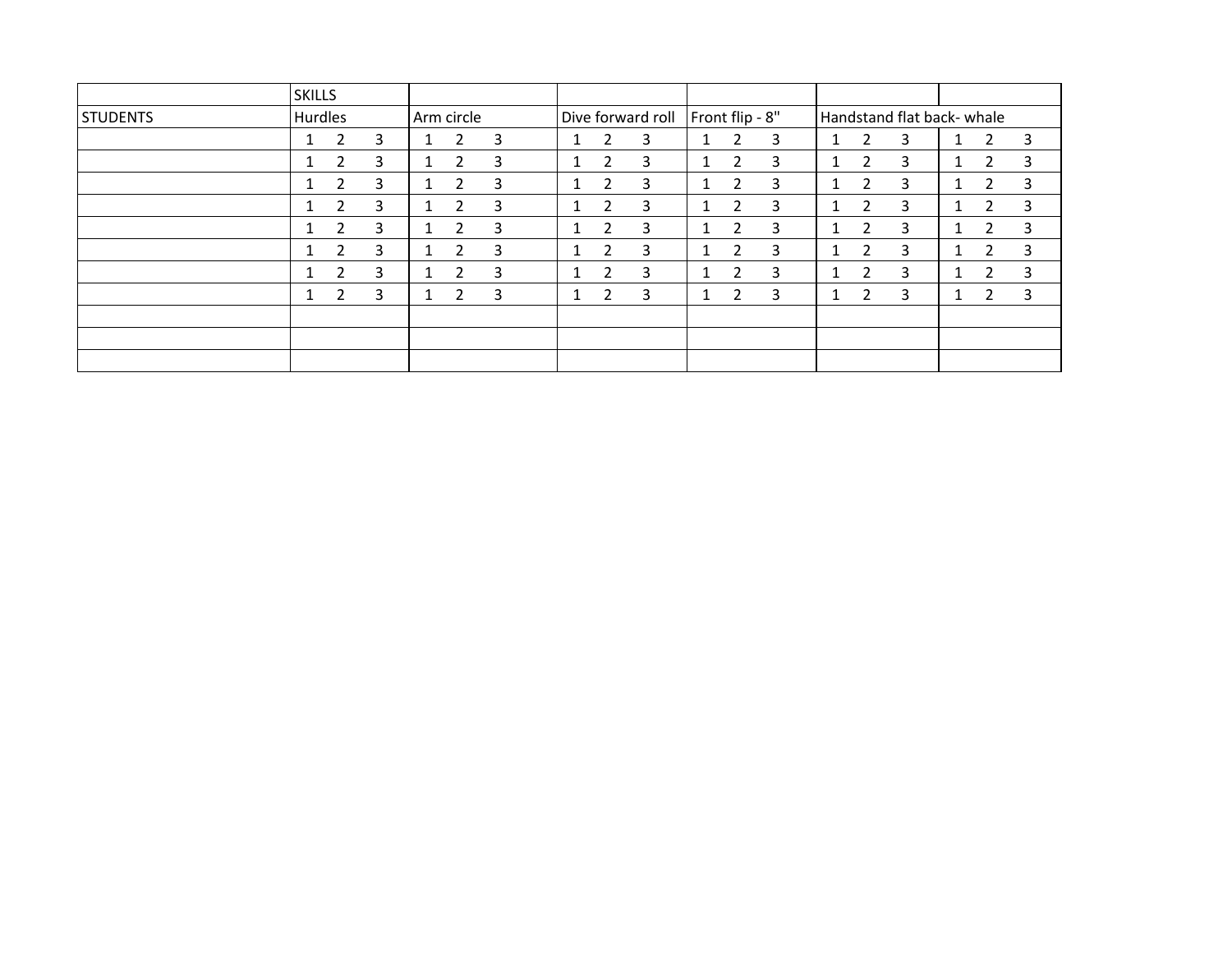| | | | | | | |
|---|---|---|---|---|---|---|
| | SKILLS | | | | | |
| STUDENTS | Hurdles | Arm circle | Dive forward roll | Front flip - 8" | Handstand flat back- whale | |
| | 1 2 3 | 1 2 3 | 1 2 3 | 1 2 3 | 1 2 3 | 1 2 3 |
| | 1 2 3 | 1 2 3 | 1 2 3 | 1 2 3 | 1 2 3 | 1 2 3 |
| | 1 2 3 | 1 2 3 | 1 2 3 | 1 2 3 | 1 2 3 | 1 2 3 |
| | 1 2 3 | 1 2 3 | 1 2 3 | 1 2 3 | 1 2 3 | 1 2 3 |
| | 1 2 3 | 1 2 3 | 1 2 3 | 1 2 3 | 1 2 3 | 1 2 3 |
| | 1 2 3 | 1 2 3 | 1 2 3 | 1 2 3 | 1 2 3 | 1 2 3 |
| | 1 2 3 | 1 2 3 | 1 2 3 | 1 2 3 | 1 2 3 | 1 2 3 |
| | 1 2 3 | 1 2 3 | 1 2 3 | 1 2 3 | 1 2 3 | 1 2 3 |
| | | | | | | |
| | | | | | | |
| | | | | | | |